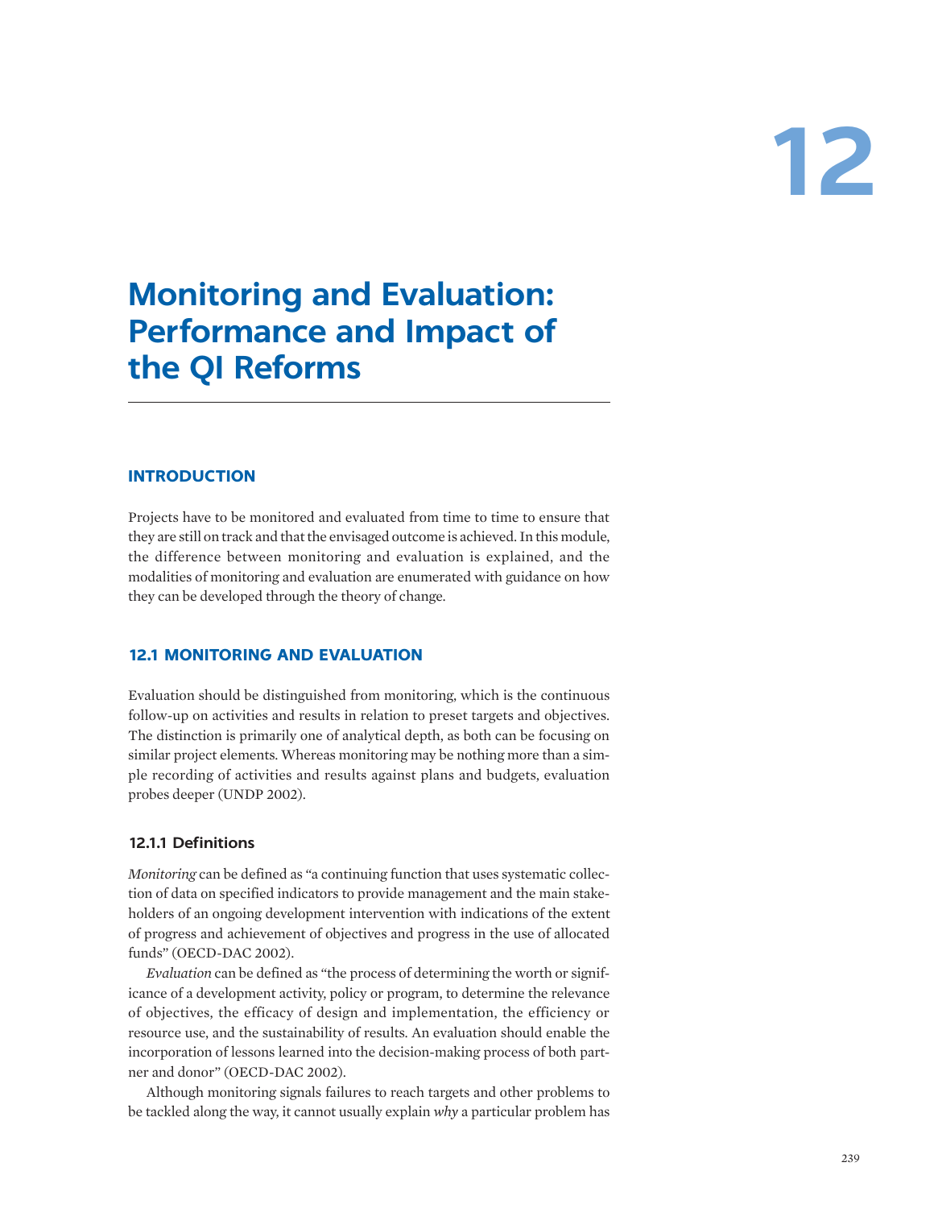# 12

# Monitoring and Evaluation: Performance and Impact of the QI Reforms

## INTRODUCTION

Projects have to be monitored and evaluated from time to time to ensure that they are still on track and that the envisaged outcome is achieved. In this module, the difference between monitoring and evaluation is explained, and the modalities of monitoring and evaluation are enumerated with guidance on how they can be developed through the theory of change.

## 12.1 MONITORING AND EVALUATION

Evaluation should be distinguished from monitoring, which is the continuous follow-up on activities and results in relation to preset targets and objectives. The distinction is primarily one of analytical depth, as both can be focusing on similar project elements. Whereas monitoring may be nothing more than a simple recording of activities and results against plans and budgets, evaluation probes deeper (UNDP 2002).

### 12.1.1 Definitions

*Monitoring* can be defined as "a continuing function that uses systematic collection of data on specified indicators to provide management and the main stakeholders of an ongoing development intervention with indications of the extent of progress and achievement of objectives and progress in the use of allocated funds" (OECD-DAC 2002).

*Evaluation* can be defined as "the process of determining the worth or significance of a development activity, policy or program, to determine the relevance of objectives, the efficacy of design and implementation, the efficiency or resource use, and the sustainability of results. An evaluation should enable the incorporation of lessons learned into the decision-making process of both partner and donor" (OECD-DAC 2002).

Although monitoring signals failures to reach targets and other problems to be tackled along the way, it cannot usually explain *why* a particular problem has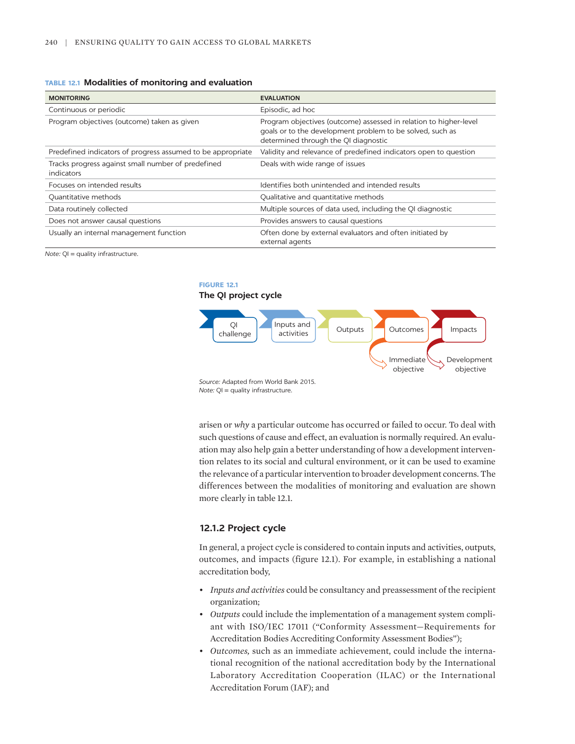**TABLE 12.1 Modalities of monitoring and evaluation**

| MONITORING | EVALUATION |
|---|---|
| Continuous or periodic | Episodic, ad hoc |
| Program objectives (outcome) taken as given | Program objectives (outcome) assessed in relation to higher-level goals or to the development problem to be solved, such as determined through the QI diagnostic |
| Predefined indicators of progress assumed to be appropriate | Validity and relevance of predefined indicators open to question |
| Tracks progress against small number of predefined indicators | Deals with wide range of issues |
| Focuses on intended results | Identifies both unintended and intended results |
| Quantitative methods | Qualitative and quantitative methods |
| Data routinely collected | Multiple sources of data used, including the QI diagnostic |
| Does not answer causal questions | Provides answers to causal questions |
| Usually an internal management function | Often done by external evaluators and often initiated by external agents |

*Note:* QI = quality infrastructure.

**FIGURE 12.1**
**The QI project cycle**

QI challenge → Inputs and activities → Outputs → Outcomes → Impacts

Outcomes → Immediate objective; Impacts → Development objective

*Source:* Adapted from World Bank 2015.
*Note:* QI = quality infrastructure.

arisen or *why* a particular outcome has occurred or failed to occur. To deal with such questions of cause and effect, an evaluation is normally required. An evaluation may also help gain a better understanding of how a development intervention relates to its social and cultural environment, or it can be used to examine the relevance of a particular intervention to broader development concerns. The differences between the modalities of monitoring and evaluation are shown more clearly in table 12.1.

### 12.1.2 Project cycle

In general, a project cycle is considered to contain inputs and activities, outputs, outcomes, and impacts (figure 12.1). For example, in establishing a national accreditation body,

- *Inputs and activities* could be consultancy and preassessment of the recipient organization;
- *Outputs* could include the implementation of a management system compliant with ISO/IEC 17011 ("Conformity Assessment—Requirements for Accreditation Bodies Accrediting Conformity Assessment Bodies");
- *Outcomes,* such as an immediate achievement, could include the international recognition of the national accreditation body by the International Laboratory Accreditation Cooperation (ILAC) or the International Accreditation Forum (IAF); and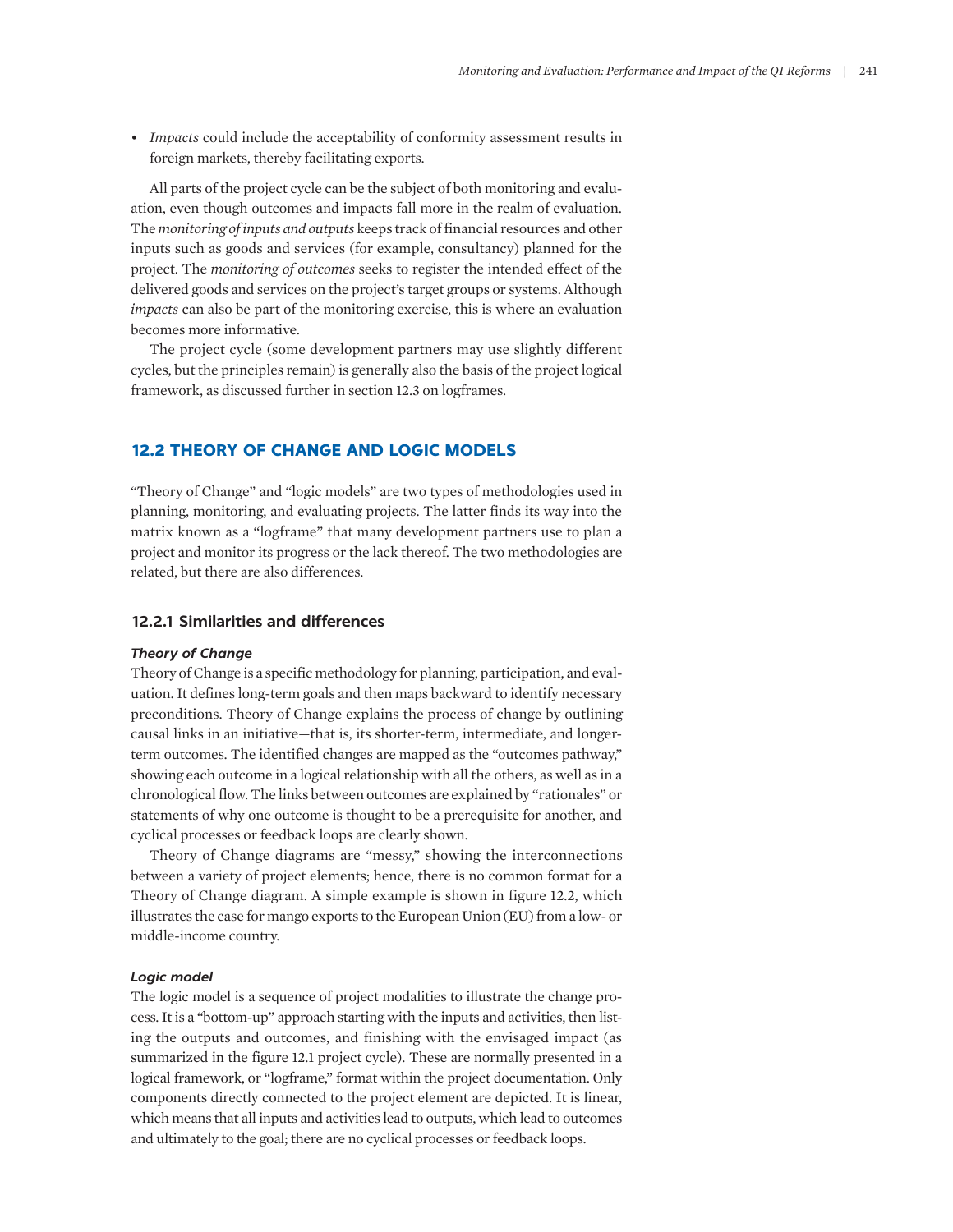- *Impacts* could include the acceptability of conformity assessment results in foreign markets, thereby facilitating exports.

All parts of the project cycle can be the subject of both monitoring and evaluation, even though outcomes and impacts fall more in the realm of evaluation. The *monitoring of inputs and outputs* keeps track of financial resources and other inputs such as goods and services (for example, consultancy) planned for the project. The *monitoring of outcomes* seeks to register the intended effect of the delivered goods and services on the project's target groups or systems. Although *impacts* can also be part of the monitoring exercise, this is where an evaluation becomes more informative.

The project cycle (some development partners may use slightly different cycles, but the principles remain) is generally also the basis of the project logical framework, as discussed further in section 12.3 on logframes.

## 12.2 THEORY OF CHANGE AND LOGIC MODELS

"Theory of Change" and "logic models" are two types of methodologies used in planning, monitoring, and evaluating projects. The latter finds its way into the matrix known as a "logframe" that many development partners use to plan a project and monitor its progress or the lack thereof. The two methodologies are related, but there are also differences.

### 12.2.1 Similarities and differences

#### *Theory of Change*

Theory of Change is a specific methodology for planning, participation, and evaluation. It defines long-term goals and then maps backward to identify necessary preconditions. Theory of Change explains the process of change by outlining causal links in an initiative—that is, its shorter-term, intermediate, and longer-term outcomes. The identified changes are mapped as the "outcomes pathway," showing each outcome in a logical relationship with all the others, as well as in a chronological flow. The links between outcomes are explained by "rationales" or statements of why one outcome is thought to be a prerequisite for another, and cyclical processes or feedback loops are clearly shown.

Theory of Change diagrams are "messy," showing the interconnections between a variety of project elements; hence, there is no common format for a Theory of Change diagram. A simple example is shown in figure 12.2, which illustrates the case for mango exports to the European Union (EU) from a low- or middle-income country.

#### *Logic model*

The logic model is a sequence of project modalities to illustrate the change process. It is a "bottom-up" approach starting with the inputs and activities, then listing the outputs and outcomes, and finishing with the envisaged impact (as summarized in the figure 12.1 project cycle). These are normally presented in a logical framework, or "logframe," format within the project documentation. Only components directly connected to the project element are depicted. It is linear, which means that all inputs and activities lead to outputs, which lead to outcomes and ultimately to the goal; there are no cyclical processes or feedback loops.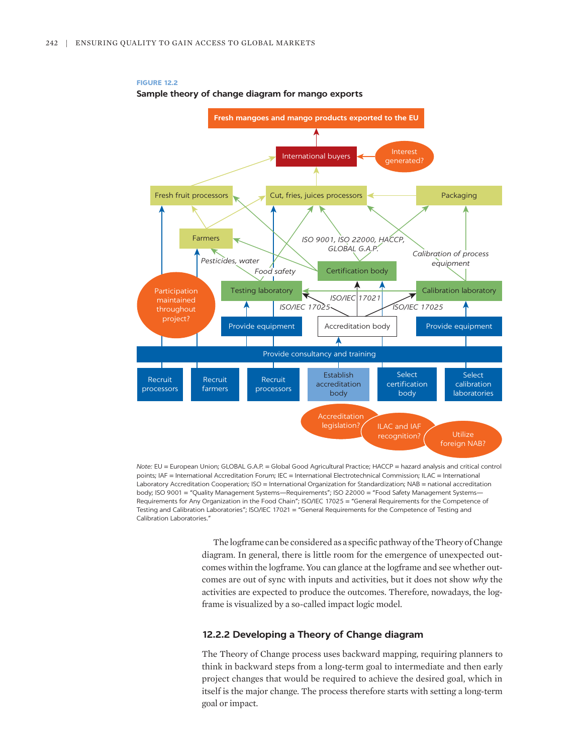**FIGURE 12.2**

**Sample theory of change diagram for mango exports**

*Note:* EU = European Union; GLOBAL G.A.P. = Global Good Agricultural Practice; HACCP = hazard analysis and critical control points; IAF = International Accreditation Forum; IEC = International Electrotechnical Commission; ILAC = International Laboratory Accreditation Cooperation; ISO = International Organization for Standardization; NAB = national accreditation body; ISO 9001 = "Quality Management Systems—Requirements"; ISO 22000 = "Food Safety Management Systems—Requirements for Any Organization in the Food Chain"; ISO/IEC 17025 = "General Requirements for the Competence of Testing and Calibration Laboratories"; ISO/IEC 17021 = "General Requirements for the Competence of Testing and Calibration Laboratories."

The logframe can be considered as a specific pathway of the Theory of Change diagram. In general, there is little room for the emergence of unexpected outcomes within the logframe. You can glance at the logframe and see whether outcomes are out of sync with inputs and activities, but it does not show *why* the activities are expected to produce the outcomes. Therefore, nowadays, the logframe is visualized by a so-called impact logic model.

### 12.2.2 Developing a Theory of Change diagram

The Theory of Change process uses backward mapping, requiring planners to think in backward steps from a long-term goal to intermediate and then early project changes that would be required to achieve the desired goal, which in itself is the major change. The process therefore starts with setting a long-term goal or impact.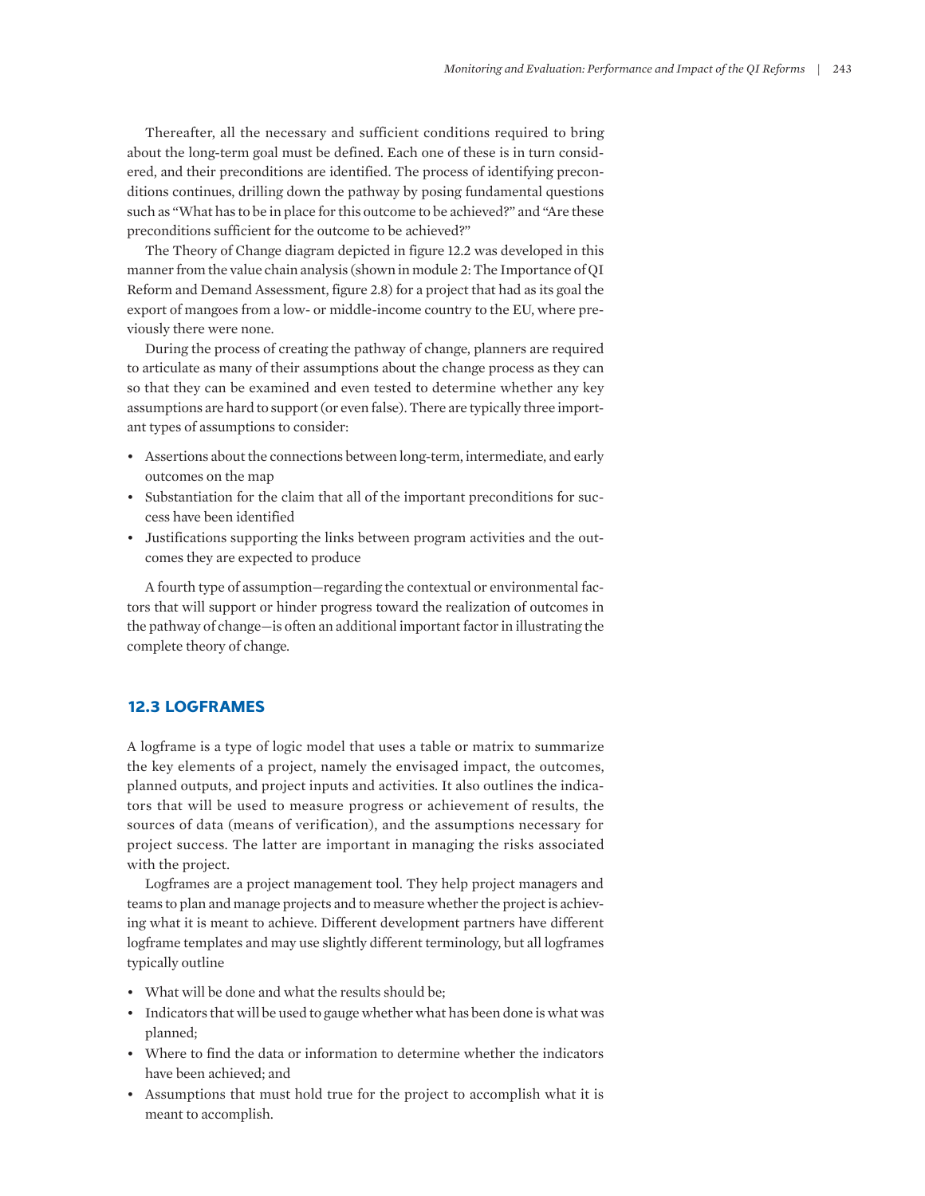Thereafter, all the necessary and sufficient conditions required to bring about the long-term goal must be defined. Each one of these is in turn considered, and their preconditions are identified. The process of identifying preconditions continues, drilling down the pathway by posing fundamental questions such as "What has to be in place for this outcome to be achieved?" and "Are these preconditions sufficient for the outcome to be achieved?"

The Theory of Change diagram depicted in figure 12.2 was developed in this manner from the value chain analysis (shown in module 2: The Importance of QI Reform and Demand Assessment, figure 2.8) for a project that had as its goal the export of mangoes from a low- or middle-income country to the EU, where previously there were none.

During the process of creating the pathway of change, planners are required to articulate as many of their assumptions about the change process as they can so that they can be examined and even tested to determine whether any key assumptions are hard to support (or even false). There are typically three important types of assumptions to consider:

- Assertions about the connections between long-term, intermediate, and early outcomes on the map
- Substantiation for the claim that all of the important preconditions for success have been identified
- Justifications supporting the links between program activities and the outcomes they are expected to produce

A fourth type of assumption—regarding the contextual or environmental factors that will support or hinder progress toward the realization of outcomes in the pathway of change—is often an additional important factor in illustrating the complete theory of change.

## 12.3 LOGFRAMES

A logframe is a type of logic model that uses a table or matrix to summarize the key elements of a project, namely the envisaged impact, the outcomes, planned outputs, and project inputs and activities. It also outlines the indicators that will be used to measure progress or achievement of results, the sources of data (means of verification), and the assumptions necessary for project success. The latter are important in managing the risks associated with the project.

Logframes are a project management tool. They help project managers and teams to plan and manage projects and to measure whether the project is achieving what it is meant to achieve. Different development partners have different logframe templates and may use slightly different terminology, but all logframes typically outline

- What will be done and what the results should be;
- Indicators that will be used to gauge whether what has been done is what was planned;
- Where to find the data or information to determine whether the indicators have been achieved; and
- Assumptions that must hold true for the project to accomplish what it is meant to accomplish.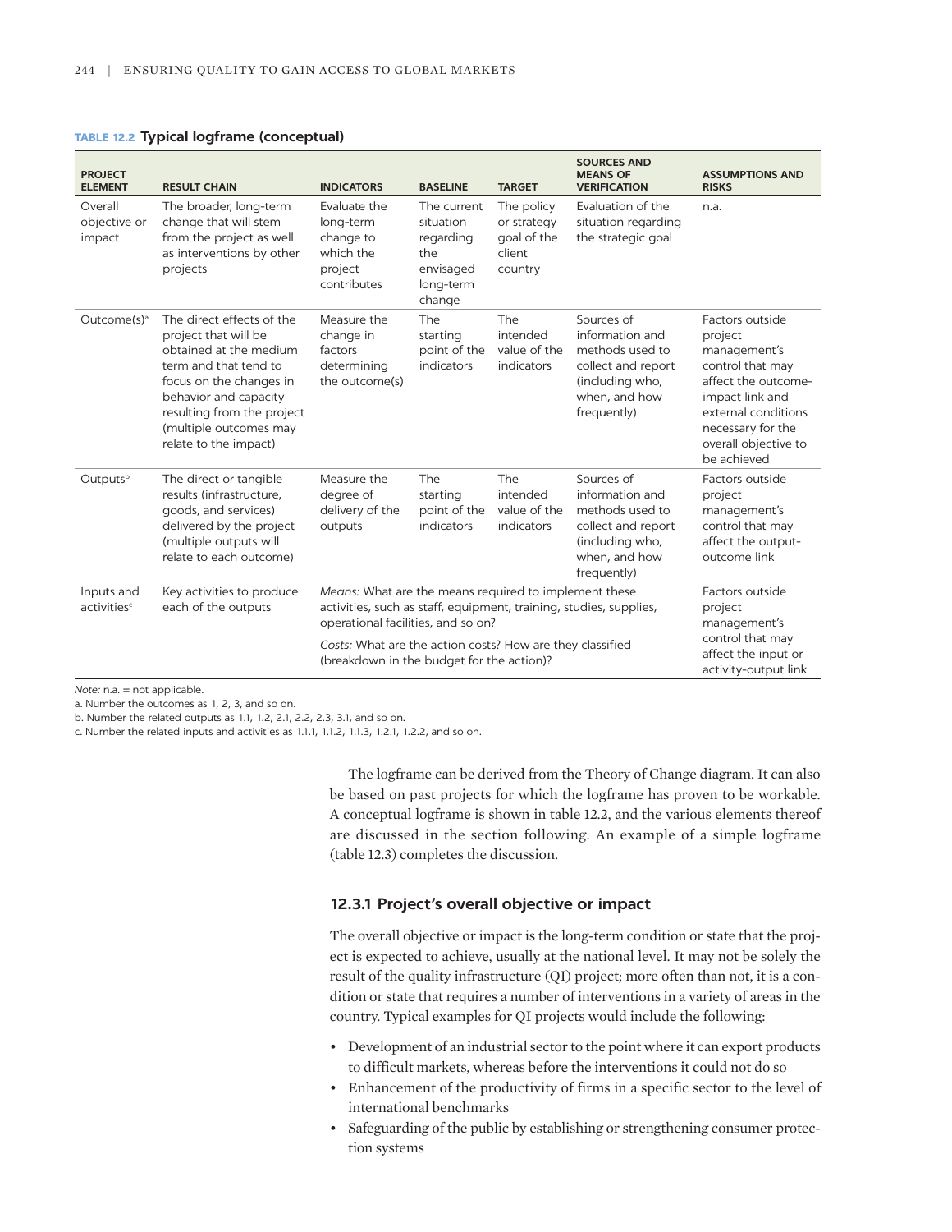**TABLE 12.2 Typical logframe (conceptual)**

| PROJECT ELEMENT | RESULT CHAIN | INDICATORS | BASELINE | TARGET | SOURCES AND MEANS OF VERIFICATION | ASSUMPTIONS AND RISKS |
|---|---|---|---|---|---|---|
| Overall objective or impact | The broader, long-term change that will stem from the project as well as interventions by other projects | Evaluate the long-term change to which the project contributes | The current situation regarding the envisaged long-term change | The policy or strategy goal of the client country | Evaluation of the situation regarding the strategic goal | n.a. |
| Outcome(s)[a] | The direct effects of the project that will be obtained at the medium term and that tend to focus on the changes in behavior and capacity resulting from the project (multiple outcomes may relate to the impact) | Measure the change in factors determining the outcome(s) | The starting point of the indicators | The intended value of the indicators | Sources of information and methods used to collect and report (including who, when, and how frequently) | Factors outside project management's control that may affect the outcome-impact link and external conditions necessary for the overall objective to be achieved |
| Outputs[b] | The direct or tangible results (infrastructure, goods, and services) delivered by the project (multiple outputs will relate to each outcome) | Measure the degree of delivery of the outputs | The starting point of the indicators | The intended value of the indicators | Sources of information and methods used to collect and report (including who, when, and how frequently) | Factors outside project management's control that may affect the output-outcome link |
| Inputs and activities[c] | Key activities to produce each of the outputs | *Means:* What are the means required to implement these activities, such as staff, equipment, training, studies, supplies, operational facilities, and so on? *Costs:* What are the action costs? How are they classified (breakdown in the budget for the action)? | | | | Factors outside project management's control that may affect the input or activity-output link |

*Note:* n.a. = not applicable.
a. Number the outcomes as 1, 2, 3, and so on.
b. Number the related outputs as 1.1, 1.2, 2.1, 2.2, 2.3, 3.1, and so on.
c. Number the related inputs and activities as 1.1.1, 1.1.2, 1.1.3, 1.2.1, 1.2.2, and so on.

The logframe can be derived from the Theory of Change diagram. It can also be based on past projects for which the logframe has proven to be workable. A conceptual logframe is shown in table 12.2, and the various elements thereof are discussed in the section following. An example of a simple logframe (table 12.3) completes the discussion.

### 12.3.1 Project's overall objective or impact

The overall objective or impact is the long-term condition or state that the project is expected to achieve, usually at the national level. It may not be solely the result of the quality infrastructure (QI) project; more often than not, it is a condition or state that requires a number of interventions in a variety of areas in the country. Typical examples for QI projects would include the following:

- Development of an industrial sector to the point where it can export products to difficult markets, whereas before the interventions it could not do so
- Enhancement of the productivity of firms in a specific sector to the level of international benchmarks
- Safeguarding of the public by establishing or strengthening consumer protection systems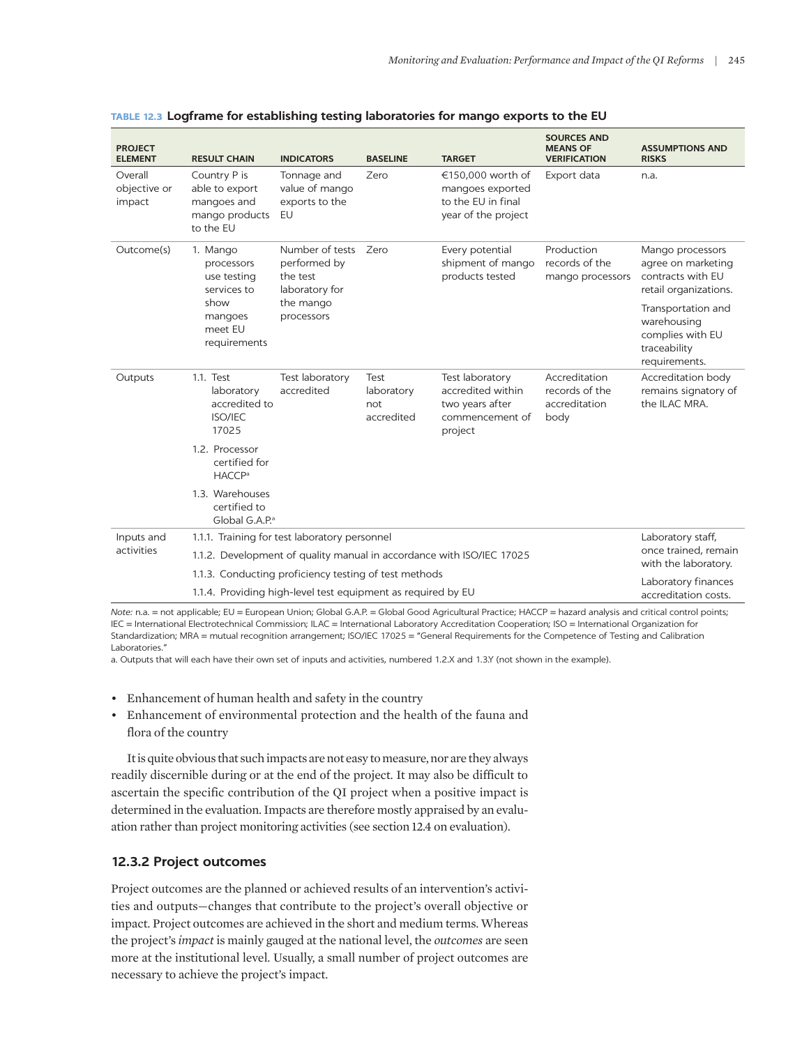**TABLE 12.3 Logframe for establishing testing laboratories for mango exports to the EU**

| PROJECT ELEMENT | RESULT CHAIN | INDICATORS | BASELINE | TARGET | SOURCES AND MEANS OF VERIFICATION | ASSUMPTIONS AND RISKS |
|---|---|---|---|---|---|---|
| Overall objective or impact | Country P is able to export mangoes and mango products to the EU | Tonnage and value of mango exports to the EU | Zero | €150,000 worth of mangoes exported to the EU in final year of the project | Export data | n.a. |
| Outcome(s) | 1. Mango processors use testing services to show mangoes meet EU requirements | Number of tests performed by the test laboratory for the mango processors | Zero | Every potential shipment of mango products tested | Production records of the mango processors | Mango processors agree on marketing contracts with EU retail organizations.<br>Transportation and warehousing complies with EU traceability requirements. |
| Outputs | 1.1. Test laboratory accredited to ISO/IEC 17025<br>1.2. Processor certified for HACCP[a]<br>1.3. Warehouses certified to Global G.A.P.[a] | Test laboratory accredited | Test laboratory not accredited | Test laboratory accredited within two years after commencement of project | Accreditation records of the accreditation body | Accreditation body remains signatory of the ILAC MRA. |
| Inputs and activities | 1.1.1. Training for test laboratory personnel<br>1.1.2. Development of quality manual in accordance with ISO/IEC 17025<br>1.1.3. Conducting proficiency testing of test methods<br>1.1.4. Providing high-level test equipment as required by EU | | | | | Laboratory staff, once trained, remain with the laboratory.<br>Laboratory finances accreditation costs. |

*Note:* n.a. = not applicable; EU = European Union; Global G.A.P. = Global Good Agricultural Practice; HACCP = hazard analysis and critical control points; IEC = International Electrotechnical Commission; ILAC = International Laboratory Accreditation Cooperation; ISO = International Organization for Standardization; MRA = mutual recognition arrangement; ISO/IEC 17025 = "General Requirements for the Competence of Testing and Calibration Laboratories."

a. Outputs that will each have their own set of inputs and activities, numbered 1.2.X and 1.3.Y (not shown in the example).

- Enhancement of human health and safety in the country
- Enhancement of environmental protection and the health of the fauna and flora of the country

It is quite obvious that such impacts are not easy to measure, nor are they always readily discernible during or at the end of the project. It may also be difficult to ascertain the specific contribution of the QI project when a positive impact is determined in the evaluation. Impacts are therefore mostly appraised by an evaluation rather than project monitoring activities (see section 12.4 on evaluation).

### 12.3.2 Project outcomes

Project outcomes are the planned or achieved results of an intervention's activities and outputs—changes that contribute to the project's overall objective or impact. Project outcomes are achieved in the short and medium terms. Whereas the project's *impact* is mainly gauged at the national level, the *outcomes* are seen more at the institutional level. Usually, a small number of project outcomes are necessary to achieve the project's impact.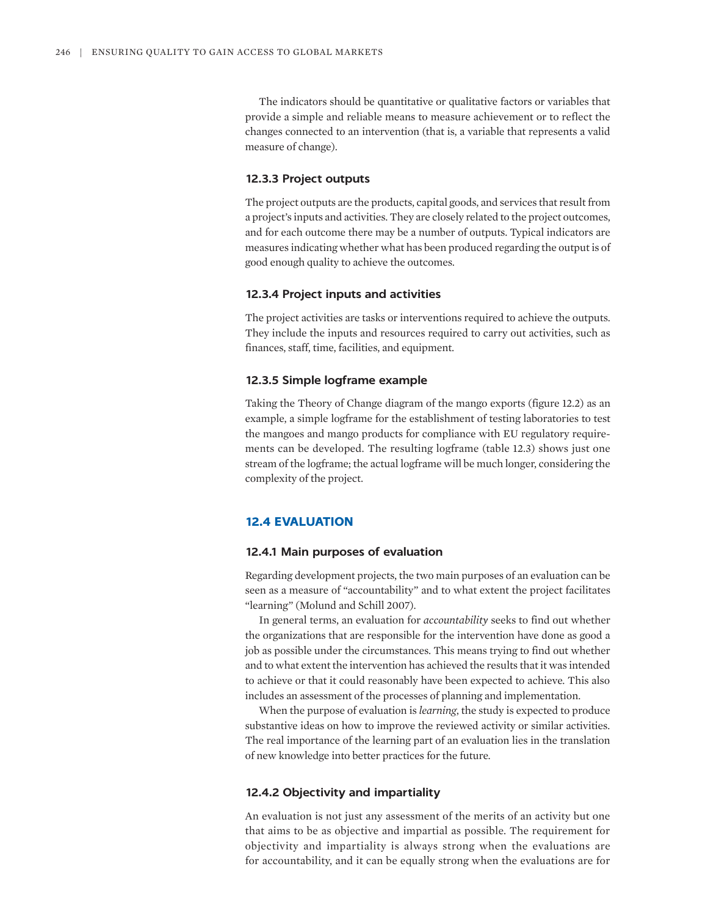The indicators should be quantitative or qualitative factors or variables that provide a simple and reliable means to measure achievement or to reflect the changes connected to an intervention (that is, a variable that represents a valid measure of change).

### 12.3.3 Project outputs

The project outputs are the products, capital goods, and services that result from a project's inputs and activities. They are closely related to the project outcomes, and for each outcome there may be a number of outputs. Typical indicators are measures indicating whether what has been produced regarding the output is of good enough quality to achieve the outcomes.

### 12.3.4 Project inputs and activities

The project activities are tasks or interventions required to achieve the outputs. They include the inputs and resources required to carry out activities, such as finances, staff, time, facilities, and equipment.

### 12.3.5 Simple logframe example

Taking the Theory of Change diagram of the mango exports (figure 12.2) as an example, a simple logframe for the establishment of testing laboratories to test the mangoes and mango products for compliance with EU regulatory requirements can be developed. The resulting logframe (table 12.3) shows just one stream of the logframe; the actual logframe will be much longer, considering the complexity of the project.

## 12.4 EVALUATION

### 12.4.1 Main purposes of evaluation

Regarding development projects, the two main purposes of an evaluation can be seen as a measure of "accountability" and to what extent the project facilitates "learning" (Molund and Schill 2007).

In general terms, an evaluation for *accountability* seeks to find out whether the organizations that are responsible for the intervention have done as good a job as possible under the circumstances. This means trying to find out whether and to what extent the intervention has achieved the results that it was intended to achieve or that it could reasonably have been expected to achieve. This also includes an assessment of the processes of planning and implementation.

When the purpose of evaluation is *learning*, the study is expected to produce substantive ideas on how to improve the reviewed activity or similar activities. The real importance of the learning part of an evaluation lies in the translation of new knowledge into better practices for the future.

### 12.4.2 Objectivity and impartiality

An evaluation is not just any assessment of the merits of an activity but one that aims to be as objective and impartial as possible. The requirement for objectivity and impartiality is always strong when the evaluations are for accountability, and it can be equally strong when the evaluations are for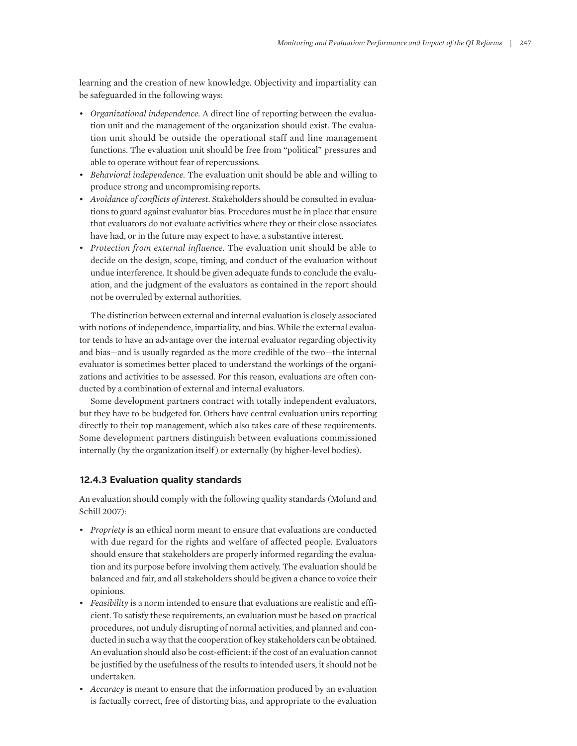learning and the creation of new knowledge. Objectivity and impartiality can be safeguarded in the following ways:

- *Organizational independence.* A direct line of reporting between the evaluation unit and the management of the organization should exist. The evaluation unit should be outside the operational staff and line management functions. The evaluation unit should be free from "political" pressures and able to operate without fear of repercussions.
- *Behavioral independence.* The evaluation unit should be able and willing to produce strong and uncompromising reports.
- *Avoidance of conflicts of interest.* Stakeholders should be consulted in evaluations to guard against evaluator bias. Procedures must be in place that ensure that evaluators do not evaluate activities where they or their close associates have had, or in the future may expect to have, a substantive interest.
- *Protection from external influence.* The evaluation unit should be able to decide on the design, scope, timing, and conduct of the evaluation without undue interference. It should be given adequate funds to conclude the evaluation, and the judgment of the evaluators as contained in the report should not be overruled by external authorities.

The distinction between external and internal evaluation is closely associated with notions of independence, impartiality, and bias. While the external evaluator tends to have an advantage over the internal evaluator regarding objectivity and bias—and is usually regarded as the more credible of the two—the internal evaluator is sometimes better placed to understand the workings of the organizations and activities to be assessed. For this reason, evaluations are often conducted by a combination of external and internal evaluators.

Some development partners contract with totally independent evaluators, but they have to be budgeted for. Others have central evaluation units reporting directly to their top management, which also takes care of these requirements. Some development partners distinguish between evaluations commissioned internally (by the organization itself) or externally (by higher-level bodies).

### 12.4.3 Evaluation quality standards

An evaluation should comply with the following quality standards (Molund and Schill 2007):

- *Propriety* is an ethical norm meant to ensure that evaluations are conducted with due regard for the rights and welfare of affected people. Evaluators should ensure that stakeholders are properly informed regarding the evaluation and its purpose before involving them actively. The evaluation should be balanced and fair, and all stakeholders should be given a chance to voice their opinions.
- *Feasibility* is a norm intended to ensure that evaluations are realistic and efficient. To satisfy these requirements, an evaluation must be based on practical procedures, not unduly disrupting of normal activities, and planned and conducted in such a way that the cooperation of key stakeholders can be obtained. An evaluation should also be cost-efficient: if the cost of an evaluation cannot be justified by the usefulness of the results to intended users, it should not be undertaken.
- *Accuracy* is meant to ensure that the information produced by an evaluation is factually correct, free of distorting bias, and appropriate to the evaluation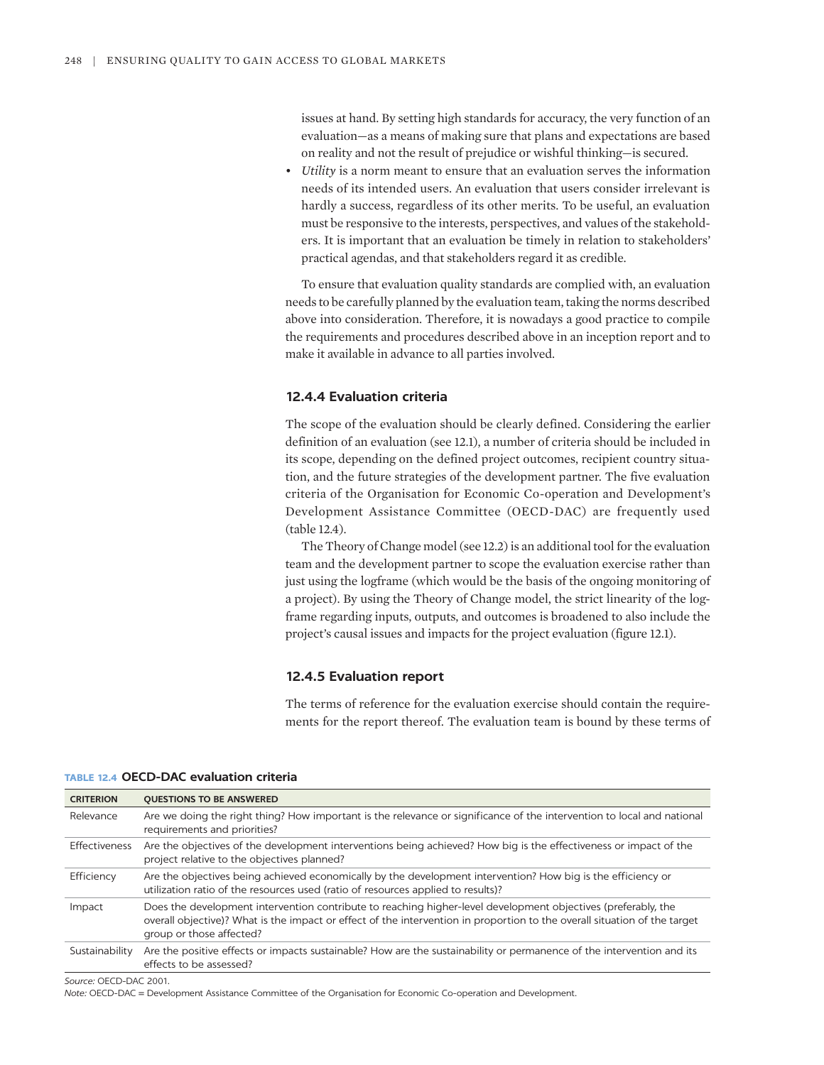issues at hand. By setting high standards for accuracy, the very function of an evaluation—as a means of making sure that plans and expectations are based on reality and not the result of prejudice or wishful thinking—is secured.

- *Utility* is a norm meant to ensure that an evaluation serves the information needs of its intended users. An evaluation that users consider irrelevant is hardly a success, regardless of its other merits. To be useful, an evaluation must be responsive to the interests, perspectives, and values of the stakeholders. It is important that an evaluation be timely in relation to stakeholders' practical agendas, and that stakeholders regard it as credible.

To ensure that evaluation quality standards are complied with, an evaluation needs to be carefully planned by the evaluation team, taking the norms described above into consideration. Therefore, it is nowadays a good practice to compile the requirements and procedures described above in an inception report and to make it available in advance to all parties involved.

### 12.4.4 Evaluation criteria

The scope of the evaluation should be clearly defined. Considering the earlier definition of an evaluation (see 12.1), a number of criteria should be included in its scope, depending on the defined project outcomes, recipient country situation, and the future strategies of the development partner. The five evaluation criteria of the Organisation for Economic Co-operation and Development's Development Assistance Committee (OECD-DAC) are frequently used (table 12.4).

The Theory of Change model (see 12.2) is an additional tool for the evaluation team and the development partner to scope the evaluation exercise rather than just using the logframe (which would be the basis of the ongoing monitoring of a project). By using the Theory of Change model, the strict linearity of the logframe regarding inputs, outputs, and outcomes is broadened to also include the project's causal issues and impacts for the project evaluation (figure 12.1).

### 12.4.5 Evaluation report

The terms of reference for the evaluation exercise should contain the requirements for the report thereof. The evaluation team is bound by these terms of

**TABLE 12.4 OECD-DAC evaluation criteria**

| CRITERION | QUESTIONS TO BE ANSWERED |
|---|---|
| Relevance | Are we doing the right thing? How important is the relevance or significance of the intervention to local and national requirements and priorities? |
| Effectiveness | Are the objectives of the development interventions being achieved? How big is the effectiveness or impact of the project relative to the objectives planned? |
| Efficiency | Are the objectives being achieved economically by the development intervention? How big is the efficiency or utilization ratio of the resources used (ratio of resources applied to results)? |
| Impact | Does the development intervention contribute to reaching higher-level development objectives (preferably, the overall objective)? What is the impact or effect of the intervention in proportion to the overall situation of the target group or those affected? |
| Sustainability | Are the positive effects or impacts sustainable? How are the sustainability or permanence of the intervention and its effects to be assessed? |

*Source:* OECD-DAC 2001.
*Note:* OECD-DAC = Development Assistance Committee of the Organisation for Economic Co-operation and Development.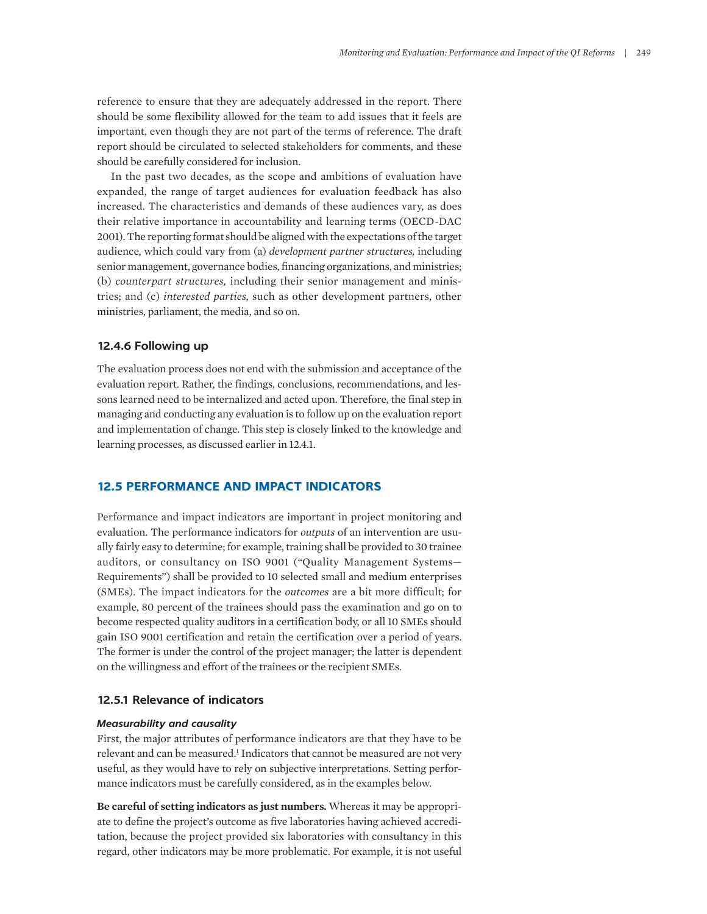reference to ensure that they are adequately addressed in the report. There should be some flexibility allowed for the team to add issues that it feels are important, even though they are not part of the terms of reference. The draft report should be circulated to selected stakeholders for comments, and these should be carefully considered for inclusion.

In the past two decades, as the scope and ambitions of evaluation have expanded, the range of target audiences for evaluation feedback has also increased. The characteristics and demands of these audiences vary, as does their relative importance in accountability and learning terms (OECD-DAC 2001). The reporting format should be aligned with the expectations of the target audience, which could vary from (a) *development partner structures,* including senior management, governance bodies, financing organizations, and ministries; (b) *counterpart structures,* including their senior management and ministries; and (c) *interested parties,* such as other development partners, other ministries, parliament, the media, and so on.

### 12.4.6 Following up

The evaluation process does not end with the submission and acceptance of the evaluation report. Rather, the findings, conclusions, recommendations, and lessons learned need to be internalized and acted upon. Therefore, the final step in managing and conducting any evaluation is to follow up on the evaluation report and implementation of change. This step is closely linked to the knowledge and learning processes, as discussed earlier in 12.4.1.

## 12.5 PERFORMANCE AND IMPACT INDICATORS

Performance and impact indicators are important in project monitoring and evaluation. The performance indicators for *outputs* of an intervention are usually fairly easy to determine; for example, training shall be provided to 30 trainee auditors, or consultancy on ISO 9001 ("Quality Management Systems—Requirements") shall be provided to 10 selected small and medium enterprises (SMEs). The impact indicators for the *outcomes* are a bit more difficult; for example, 80 percent of the trainees should pass the examination and go on to become respected quality auditors in a certification body, or all 10 SMEs should gain ISO 9001 certification and retain the certification over a period of years. The former is under the control of the project manager; the latter is dependent on the willingness and effort of the trainees or the recipient SMEs.

### 12.5.1 Relevance of indicators

#### *Measurability and causality*

First, the major attributes of performance indicators are that they have to be relevant and can be measured.[1] Indicators that cannot be measured are not very useful, as they would have to rely on subjective interpretations. Setting performance indicators must be carefully considered, as in the examples below.

**Be careful of setting indicators as just numbers.** Whereas it may be appropriate to define the project's outcome as five laboratories having achieved accreditation, because the project provided six laboratories with consultancy in this regard, other indicators may be more problematic. For example, it is not useful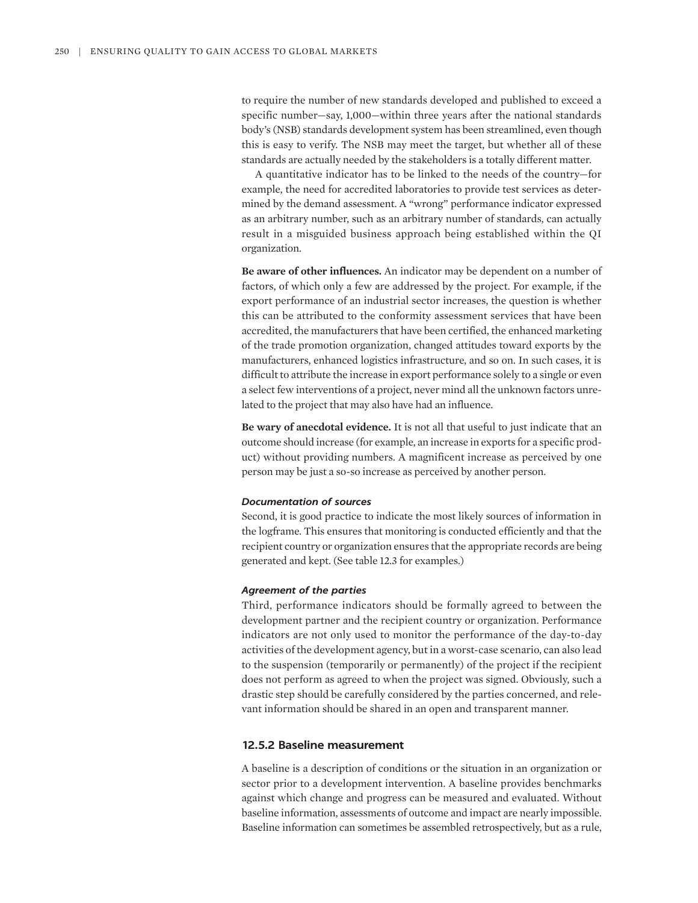to require the number of new standards developed and published to exceed a specific number—say, 1,000—within three years after the national standards body's (NSB) standards development system has been streamlined, even though this is easy to verify. The NSB may meet the target, but whether all of these standards are actually needed by the stakeholders is a totally different matter.

A quantitative indicator has to be linked to the needs of the country—for example, the need for accredited laboratories to provide test services as determined by the demand assessment. A "wrong" performance indicator expressed as an arbitrary number, such as an arbitrary number of standards, can actually result in a misguided business approach being established within the QI organization.

**Be aware of other influences.** An indicator may be dependent on a number of factors, of which only a few are addressed by the project. For example, if the export performance of an industrial sector increases, the question is whether this can be attributed to the conformity assessment services that have been accredited, the manufacturers that have been certified, the enhanced marketing of the trade promotion organization, changed attitudes toward exports by the manufacturers, enhanced logistics infrastructure, and so on. In such cases, it is difficult to attribute the increase in export performance solely to a single or even a select few interventions of a project, never mind all the unknown factors unrelated to the project that may also have had an influence.

**Be wary of anecdotal evidence.** It is not all that useful to just indicate that an outcome should increase (for example, an increase in exports for a specific product) without providing numbers. A magnificent increase as perceived by one person may be just a so-so increase as perceived by another person.

#### *Documentation of sources*

Second, it is good practice to indicate the most likely sources of information in the logframe. This ensures that monitoring is conducted efficiently and that the recipient country or organization ensures that the appropriate records are being generated and kept. (See table 12.3 for examples.)

#### *Agreement of the parties*

Third, performance indicators should be formally agreed to between the development partner and the recipient country or organization. Performance indicators are not only used to monitor the performance of the day-to-day activities of the development agency, but in a worst-case scenario, can also lead to the suspension (temporarily or permanently) of the project if the recipient does not perform as agreed to when the project was signed. Obviously, such a drastic step should be carefully considered by the parties concerned, and relevant information should be shared in an open and transparent manner.

### 12.5.2 Baseline measurement

A baseline is a description of conditions or the situation in an organization or sector prior to a development intervention. A baseline provides benchmarks against which change and progress can be measured and evaluated. Without baseline information, assessments of outcome and impact are nearly impossible. Baseline information can sometimes be assembled retrospectively, but as a rule,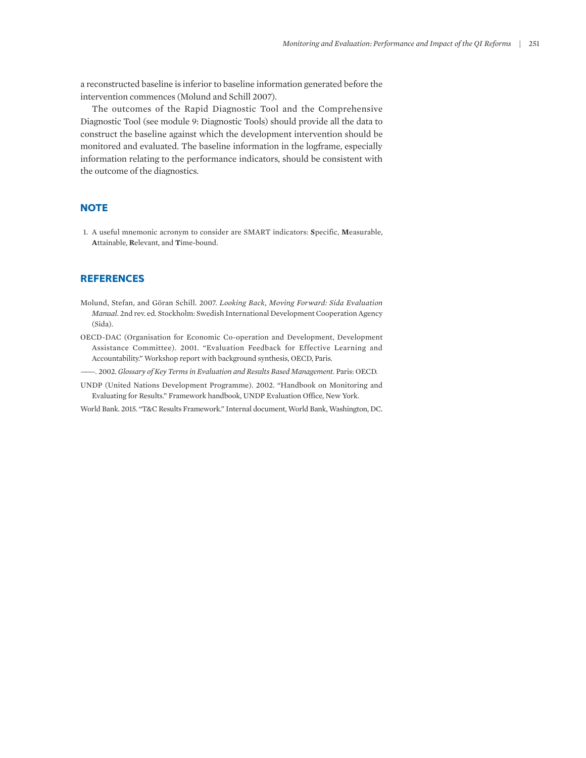a reconstructed baseline is inferior to baseline information generated before the intervention commences (Molund and Schill 2007).

The outcomes of the Rapid Diagnostic Tool and the Comprehensive Diagnostic Tool (see module 9: Diagnostic Tools) should provide all the data to construct the baseline against which the development intervention should be monitored and evaluated. The baseline information in the logframe, especially information relating to the performance indicators, should be consistent with the outcome of the diagnostics.

## NOTE

1. A useful mnemonic acronym to consider are SMART indicators: **S**pecific, **M**easurable, **A**ttainable, **R**elevant, and **T**ime-bound.

## REFERENCES

Molund, Stefan, and Göran Schill. 2007. *Looking Back, Moving Forward: Sida Evaluation Manual*. 2nd rev. ed. Stockholm: Swedish International Development Cooperation Agency (Sida).

OECD-DAC (Organisation for Economic Co-operation and Development, Development Assistance Committee). 2001. "Evaluation Feedback for Effective Learning and Accountability." Workshop report with background synthesis, OECD, Paris.

———. 2002. *Glossary of Key Terms in Evaluation and Results Based Management*. Paris: OECD.

UNDP (United Nations Development Programme). 2002. "Handbook on Monitoring and Evaluating for Results." Framework handbook, UNDP Evaluation Office, New York.

World Bank. 2015. "T&C Results Framework." Internal document, World Bank, Washington, DC.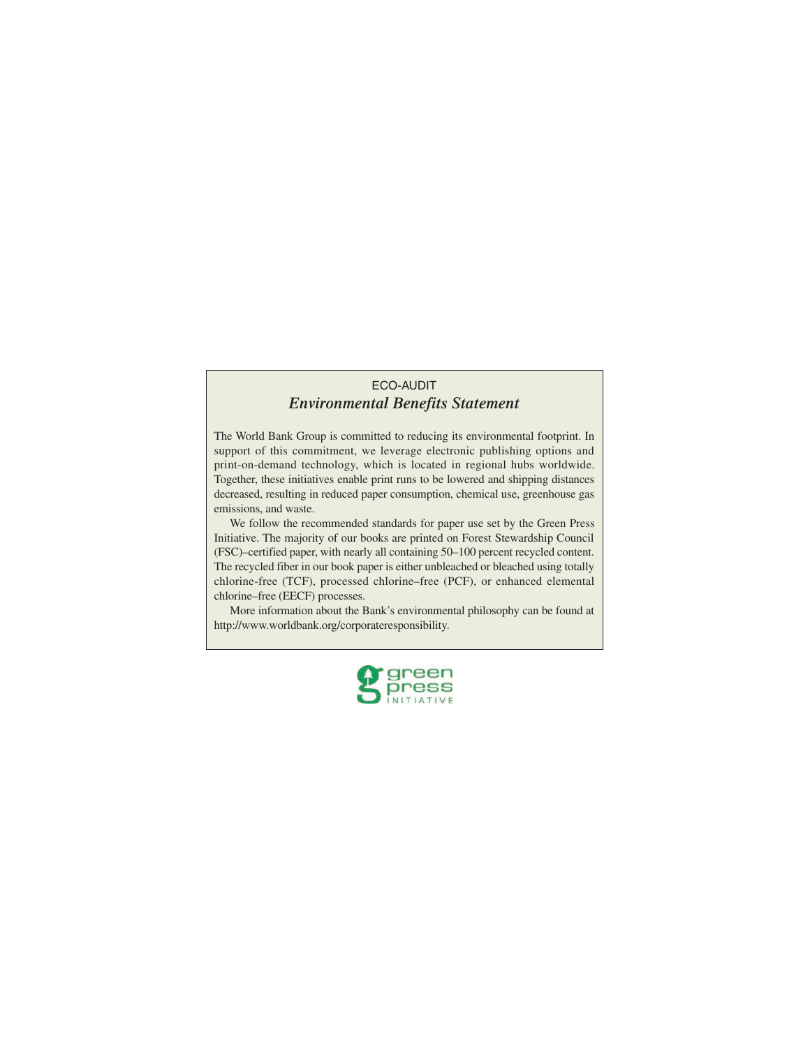ECO-AUDIT

## *Environmental Benefits Statement*

The World Bank Group is committed to reducing its environmental footprint. In support of this commitment, we leverage electronic publishing options and print-on-demand technology, which is located in regional hubs worldwide. Together, these initiatives enable print runs to be lowered and shipping distances decreased, resulting in reduced paper consumption, chemical use, greenhouse gas emissions, and waste.

We follow the recommended standards for paper use set by the Green Press Initiative. The majority of our books are printed on Forest Stewardship Council (FSC)–certified paper, with nearly all containing 50–100 percent recycled content. The recycled fiber in our book paper is either unbleached or bleached using totally chlorine-free (TCF), processed chlorine–free (PCF), or enhanced elemental chlorine–free (EECF) processes.

More information about the Bank's environmental philosophy can be found at http://www.worldbank.org/corporateresponsibility.

green press INITIATIVE